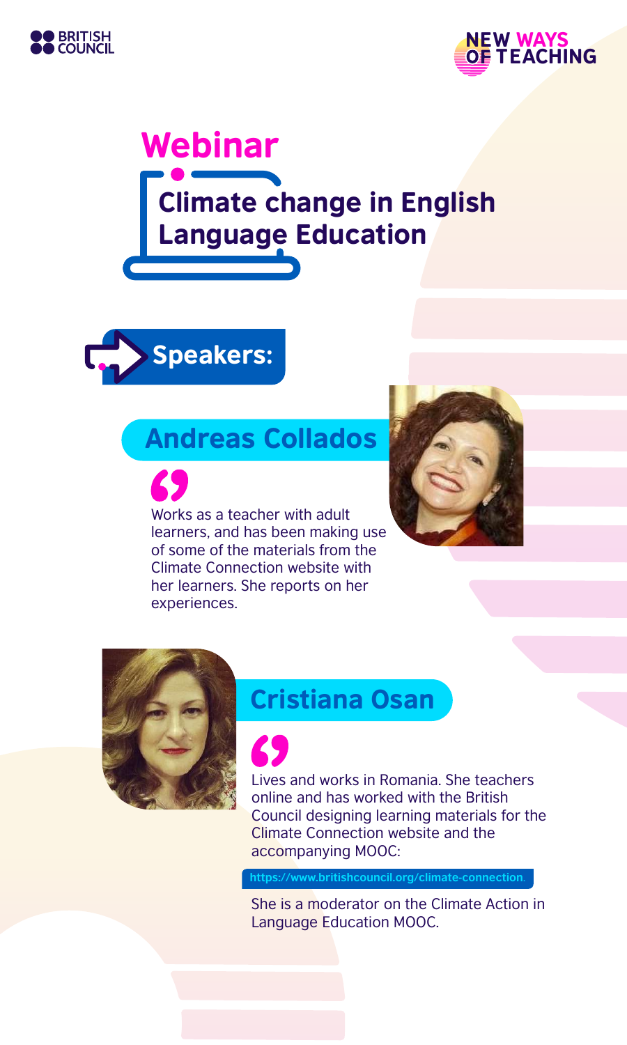BRITISH COUNCIL

NEW WAYS OF TEACHING

# Webinar

## Climate change in English Language Education

### Speakers:

### Andreas Collados

Works as a teacher with adult learners, and has been making use of some of the materials from the Climate Connection website with her learners. She reports on her experiences.

### Cristiana Osan

Lives and works in Romania. She teachers online and has worked with the British Council designing learning materials for the Climate Connection website and the accompanying MOOC:

https://www.britishcouncil.org/climate-connection.

She is a moderator on the Climate Action in Language Education MOOC.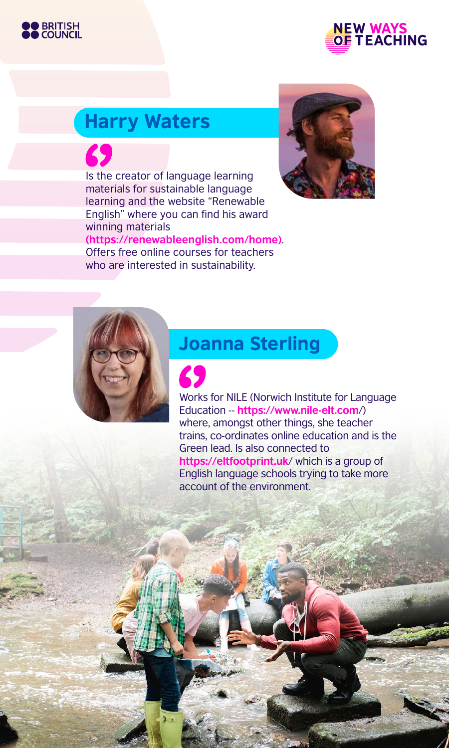## Harry Waters

Is the creator of language learning materials for sustainable language learning and the website "Renewable English" where you can find his award winning materials **(https://renewableenglish.com/home)**. Offers free online courses for teachers who are interested in sustainability.

## Joanna Sterling

Works for NILE (Norwich Institute for Language Education -- **https://www.nile-elt.com**/) where, amongst other things, she teacher trains, co-ordinates online education and is the Green lead. Is also connected to **https://eltfootprint.uk**/ which is a group of English language schools trying to take more account of the environment.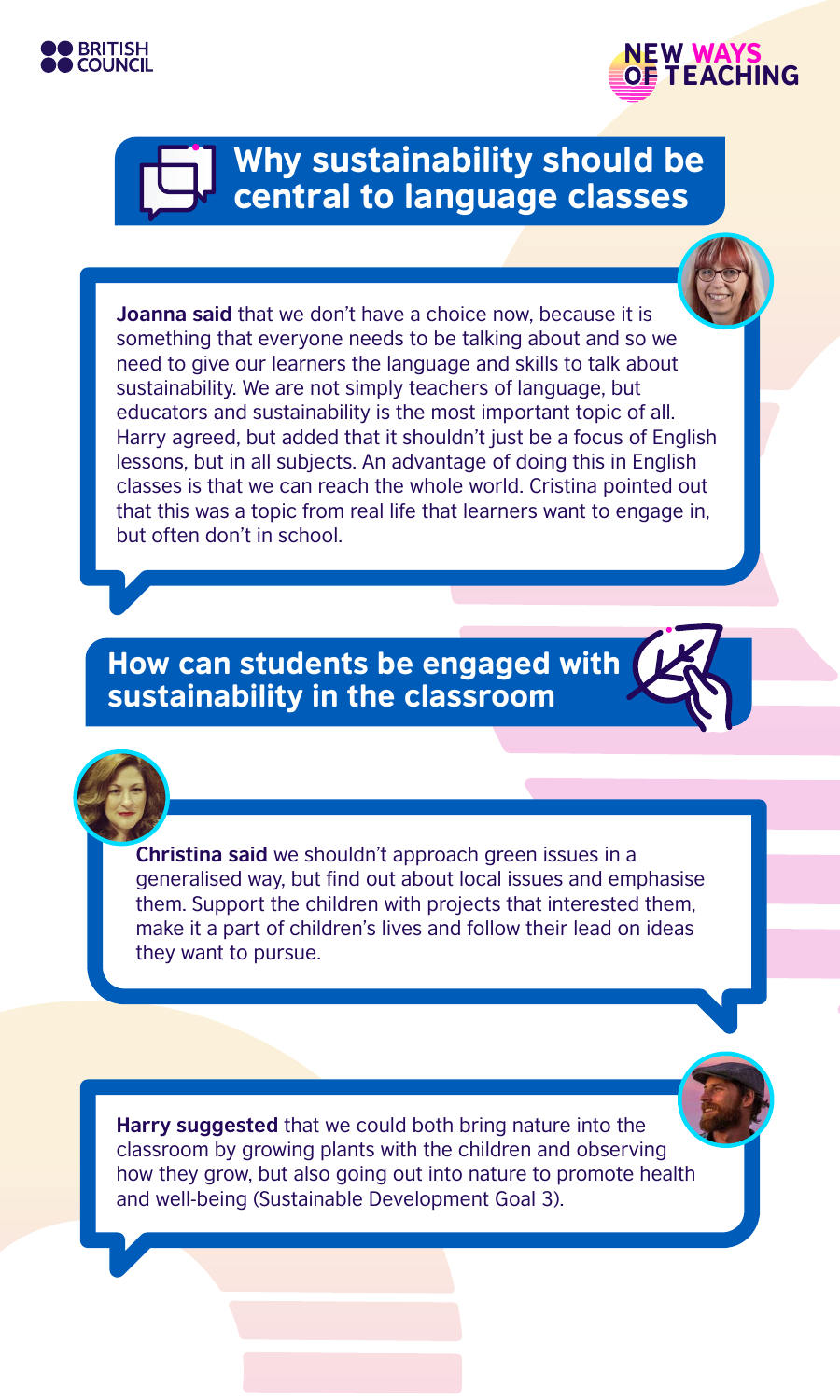## Why sustainability should be central to language classes

**Joanna said** that we don't have a choice now, because it is something that everyone needs to be talking about and so we need to give our learners the language and skills to talk about sustainability. We are not simply teachers of language, but educators and sustainability is the most important topic of all. Harry agreed, but added that it shouldn't just be a focus of English lessons, but in all subjects. An advantage of doing this in English classes is that we can reach the whole world. Cristina pointed out that this was a topic from real life that learners want to engage in, but often don't in school.

## How can students be engaged with sustainability in the classroom

**Christina said** we shouldn't approach green issues in a generalised way, but find out about local issues and emphasise them. Support the children with projects that interested them, make it a part of children's lives and follow their lead on ideas they want to pursue.

**Harry suggested** that we could both bring nature into the classroom by growing plants with the children and observing how they grow, but also going out into nature to promote health and well-being (Sustainable Development Goal 3).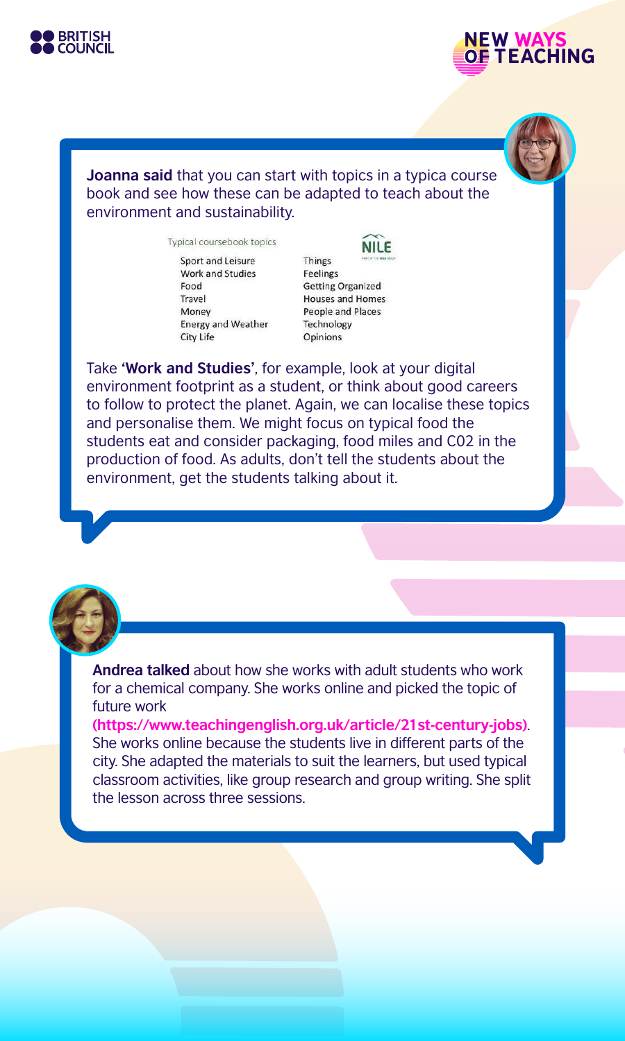**Joanna said** that you can start with topics in a typica course book and see how these can be adapted to teach about the environment and sustainability.

Typical coursebook topics

| | |
|---|---|
| Sport and Leisure | Things |
| Work and Studies | Feelings |
| Food | Getting Organized |
| Travel | Houses and Homes |
| Money | People and Places |
| Energy and Weather | Technology |
| City Life | Opinions |

Take **'Work and Studies'**, for example, look at your digital environment footprint as a student, or think about good careers to follow to protect the planet. Again, we can localise these topics and personalise them. We might focus on typical food the students eat and consider packaging, food miles and C02 in the production of food. As adults, don't tell the students about the environment, get the students talking about it.

**Andrea talked** about how she works with adult students who work for a chemical company. She works online and picked the topic of future work **(https://www.teachingenglish.org.uk/article/21st-century-jobs)**. She works online because the students live in different parts of the city. She adapted the materials to suit the learners, but used typical classroom activities, like group research and group writing. She split the lesson across three sessions.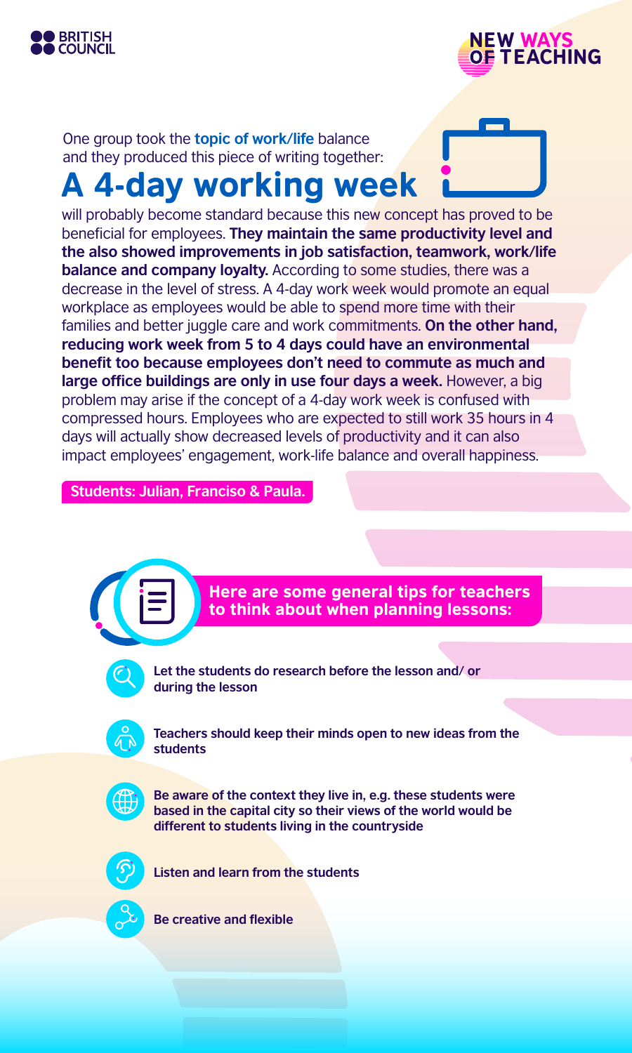One group took the **topic of work/life** balance and they produced this piece of writing together:

# A 4-day working week

will probably become standard because this new concept has proved to be beneficial for employees. **They maintain the same productivity level and the also showed improvements in job satisfaction, teamwork, work/life balance and company loyalty.** According to some studies, there was a decrease in the level of stress. A 4-day work week would promote an equal workplace as employees would be able to spend more time with their families and better juggle care and work commitments. **On the other hand, reducing work week from 5 to 4 days could have an environmental benefit too because employees don't need to commute as much and large office buildings are only in use four days a week.** However, a big problem may arise if the concept of a 4-day work week is confused with compressed hours. Employees who are expected to still work 35 hours in 4 days will actually show decreased levels of productivity and it can also impact employees' engagement, work-life balance and overall happiness.

**Students: Julian, Franciso & Paula.**

## Here are some general tips for teachers to think about when planning lessons:

- **Let the students do research before the lesson and/ or during the lesson**
- **Teachers should keep their minds open to new ideas from the students**
- **Be aware of the context they live in, e.g. these students were based in the capital city so their views of the world would be different to students living in the countryside**
- **Listen and learn from the students**
- **Be creative and flexible**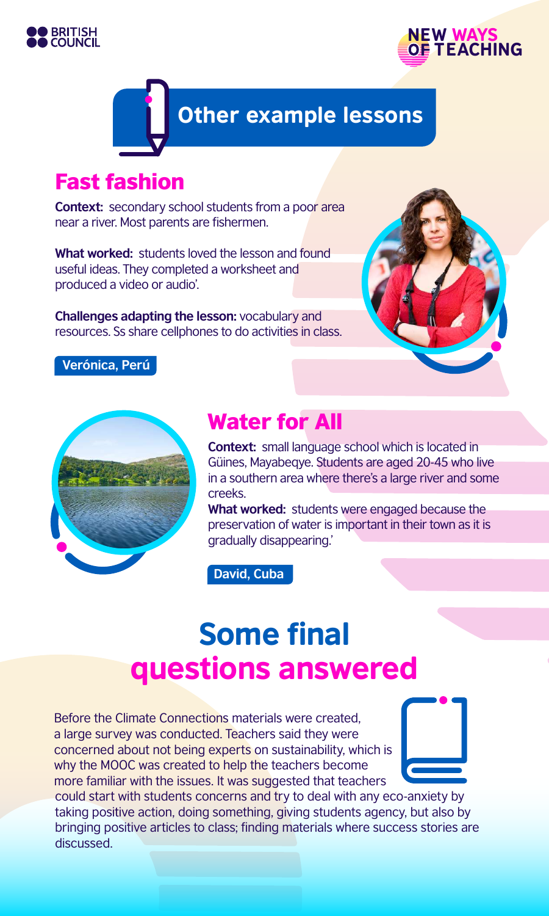# Other example lessons

## Fast fashion

**Context:** secondary school students from a poor area near a river. Most parents are fishermen.

**What worked:** students loved the lesson and found useful ideas. They completed a worksheet and produced a video or audio'.

**Challenges adapting the lesson:** vocabulary and resources. Ss share cellphones to do activities in class.

**Verónica, Perú**

## Water for All

**Context:** small language school which is located in Güines, Mayabeqye. Students are aged 20-45 who live in a southern area where there's a large river and some creeks.

**What worked:** students were engaged because the preservation of water is important in their town as it is gradually disappearing.'

**David, Cuba**

# Some final questions answered

Before the Climate Connections materials were created, a large survey was conducted. Teachers said they were concerned about not being experts on sustainability, which is why the MOOC was created to help the teachers become more familiar with the issues. It was suggested that teachers could start with students concerns and try to deal with any eco-anxiety by taking positive action, doing something, giving students agency, but also by bringing positive articles to class; finding materials where success stories are discussed.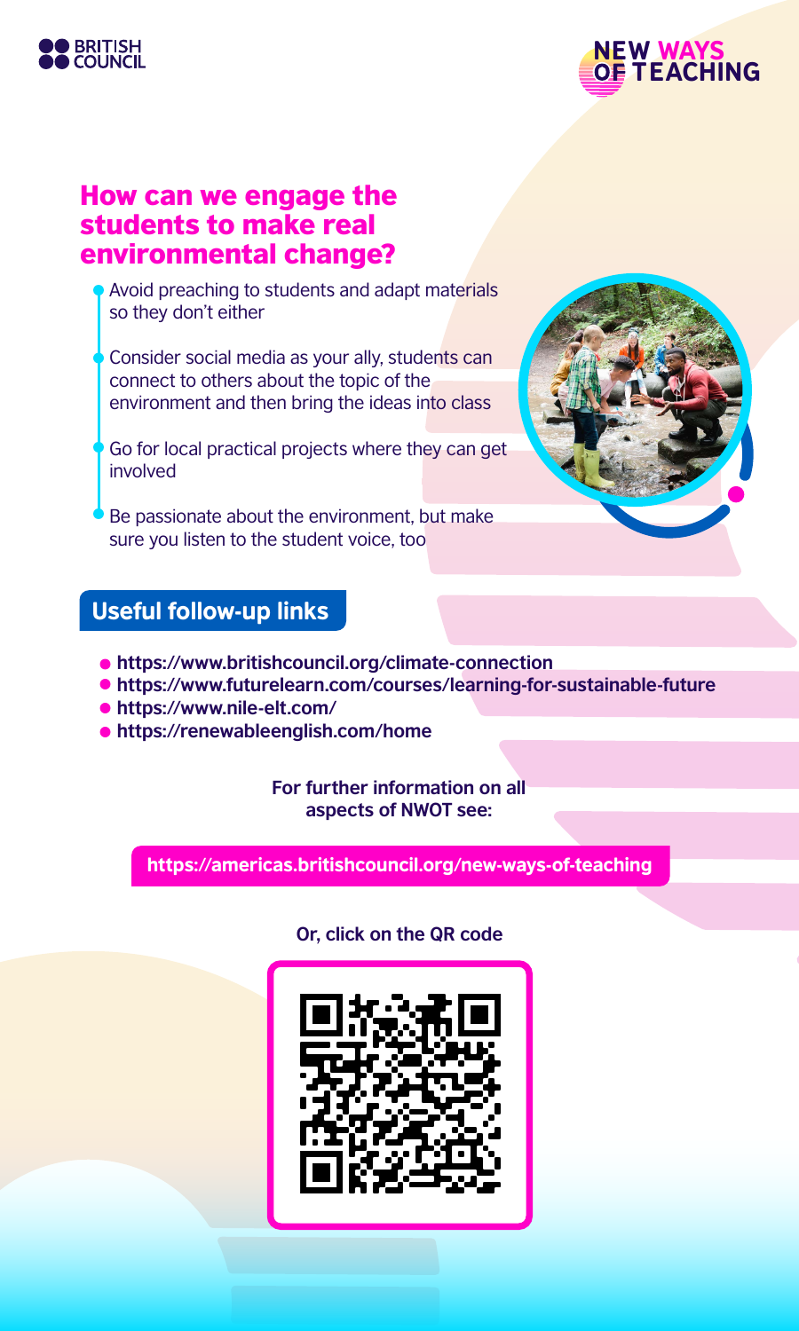## How can we engage the students to make real environmental change?

- Avoid preaching to students and adapt materials so they don't either
- Consider social media as your ally, students can connect to others about the topic of the environment and then bring the ideas into class
- Go for local practical projects where they can get involved
- Be passionate about the environment, but make sure you listen to the student voice, too

## Useful follow-up links

- **https://www.britishcouncil.org/climate-connection**
- **https://www.futurelearn.com/courses/learning-for-sustainable-future**
- **https://www.nile-elt.com/**
- **https://renewableenglish.com/home**

**For further information on all aspects of NWOT see:**

**https://americas.britishcouncil.org/new-ways-of-teaching**

**Or, click on the QR code**